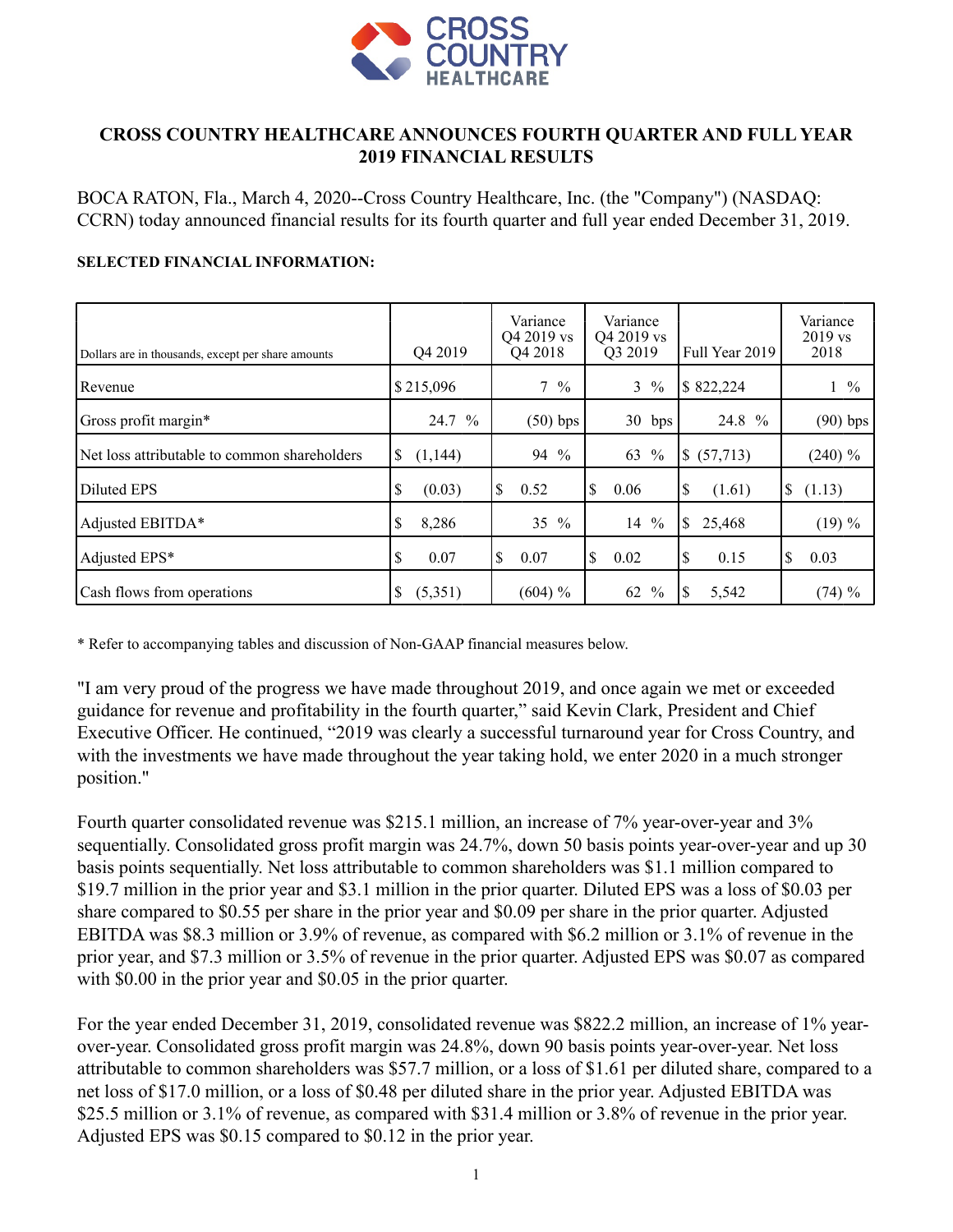# CROSS COUNTRY HEALTHCARE ANNOUNCES FOURTH QUARTER AND FULL YEAR 2019 FINANCIAL RESULTS

BOCA RATON, Fla., March 4, 2020--Cross Country Healthcare, Inc. (the "Company") (NASDAQ: CCRN) today announced financial results for its fourth quarter and full year ended December 31, 2019.

**SELECTED FINANCIAL INFORMATION:**

| Dollars are in thousands, except per share amounts | Q4 2019 | Variance Q4 2019 vs Q4 2018 | Variance Q4 2019 vs Q3 2019 | Full Year 2019 | Variance 2019 vs 2018 |
|---|---|---|---|---|---|
| Revenue | $ 215,096 | 7 % | 3 % | $ 822,224 | 1 % |
| Gross profit margin* | 24.7 % | (50) bps | 30 bps | 24.8 % | (90) bps |
| Net loss attributable to common shareholders | $ (1,144) | 94 % | 63 % | $ (57,713) | (240) % |
| Diluted EPS | $ (0.03) | $ 0.52 | $ 0.06 | $ (1.61) | $ (1.13) |
| Adjusted EBITDA* | $ 8,286 | 35 % | 14 % | $ 25,468 | (19) % |
| Adjusted EPS* | $ 0.07 | $ 0.07 | $ 0.02 | $ 0.15 | $ 0.03 |
| Cash flows from operations | $ (5,351) | (604) % | 62 % | $ 5,542 | (74) % |

\* Refer to accompanying tables and discussion of Non-GAAP financial measures below.

"I am very proud of the progress we have made throughout 2019, and once again we met or exceeded guidance for revenue and profitability in the fourth quarter," said Kevin Clark, President and Chief Executive Officer. He continued, "2019 was clearly a successful turnaround year for Cross Country, and with the investments we have made throughout the year taking hold, we enter 2020 in a much stronger position."

Fourth quarter consolidated revenue was $215.1 million, an increase of 7% year-over-year and 3% sequentially. Consolidated gross profit margin was 24.7%, down 50 basis points year-over-year and up 30 basis points sequentially. Net loss attributable to common shareholders was $1.1 million compared to $19.7 million in the prior year and $3.1 million in the prior quarter. Diluted EPS was a loss of $0.03 per share compared to $0.55 per share in the prior year and $0.09 per share in the prior quarter. Adjusted EBITDA was $8.3 million or 3.9% of revenue, as compared with $6.2 million or 3.1% of revenue in the prior year, and $7.3 million or 3.5% of revenue in the prior quarter. Adjusted EPS was $0.07 as compared with $0.00 in the prior year and $0.05 in the prior quarter.

For the year ended December 31, 2019, consolidated revenue was $822.2 million, an increase of 1% year-over-year. Consolidated gross profit margin was 24.8%, down 90 basis points year-over-year. Net loss attributable to common shareholders was $57.7 million, or a loss of $1.61 per diluted share, compared to a net loss of $17.0 million, or a loss of $0.48 per diluted share in the prior year. Adjusted EBITDA was $25.5 million or 3.1% of revenue, as compared with $31.4 million or 3.8% of revenue in the prior year. Adjusted EPS was $0.15 compared to $0.12 in the prior year.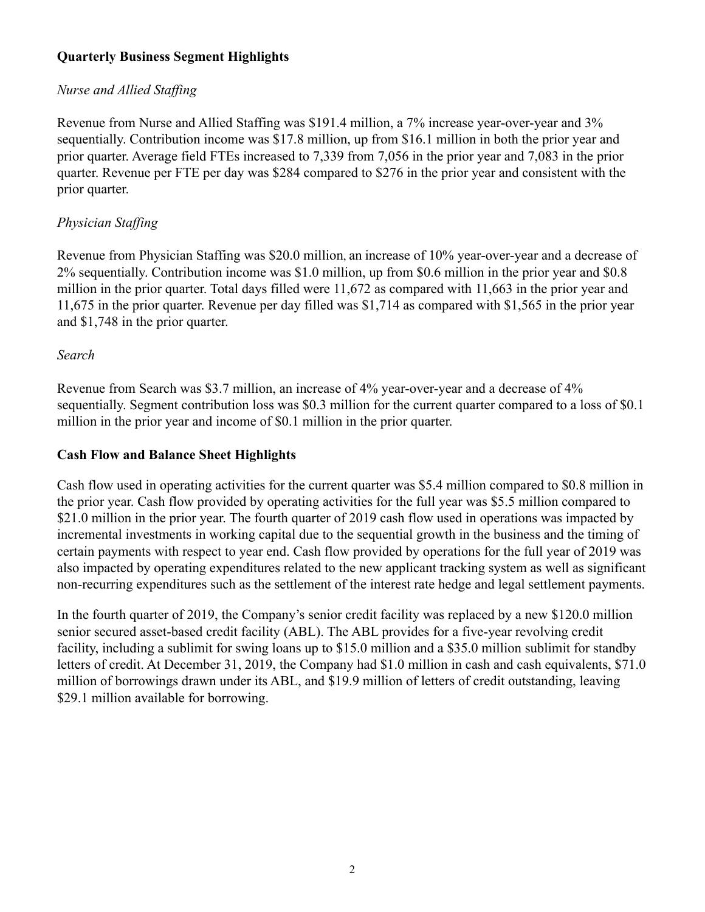## Quarterly Business Segment Highlights

### *Nurse and Allied Staffing*

Revenue from Nurse and Allied Staffing was $191.4 million, a 7% increase year-over-year and 3% sequentially. Contribution income was $17.8 million, up from $16.1 million in both the prior year and prior quarter. Average field FTEs increased to 7,339 from 7,056 in the prior year and 7,083 in the prior quarter. Revenue per FTE per day was $284 compared to $276 in the prior year and consistent with the prior quarter.

### *Physician Staffing*

Revenue from Physician Staffing was $20.0 million, an increase of 10% year-over-year and a decrease of 2% sequentially. Contribution income was $1.0 million, up from $0.6 million in the prior year and $0.8 million in the prior quarter. Total days filled were 11,672 as compared with 11,663 in the prior year and 11,675 in the prior quarter. Revenue per day filled was $1,714 as compared with $1,565 in the prior year and $1,748 in the prior quarter.

### *Search*

Revenue from Search was $3.7 million, an increase of 4% year-over-year and a decrease of 4% sequentially. Segment contribution loss was $0.3 million for the current quarter compared to a loss of $0.1 million in the prior year and income of $0.1 million in the prior quarter.

## Cash Flow and Balance Sheet Highlights

Cash flow used in operating activities for the current quarter was $5.4 million compared to $0.8 million in the prior year. Cash flow provided by operating activities for the full year was $5.5 million compared to $21.0 million in the prior year. The fourth quarter of 2019 cash flow used in operations was impacted by incremental investments in working capital due to the sequential growth in the business and the timing of certain payments with respect to year end. Cash flow provided by operations for the full year of 2019 was also impacted by operating expenditures related to the new applicant tracking system as well as significant non-recurring expenditures such as the settlement of the interest rate hedge and legal settlement payments.

In the fourth quarter of 2019, the Company's senior credit facility was replaced by a new $120.0 million senior secured asset-based credit facility (ABL). The ABL provides for a five-year revolving credit facility, including a sublimit for swing loans up to $15.0 million and a $35.0 million sublimit for standby letters of credit. At December 31, 2019, the Company had $1.0 million in cash and cash equivalents, $71.0 million of borrowings drawn under its ABL, and $19.9 million of letters of credit outstanding, leaving $29.1 million available for borrowing.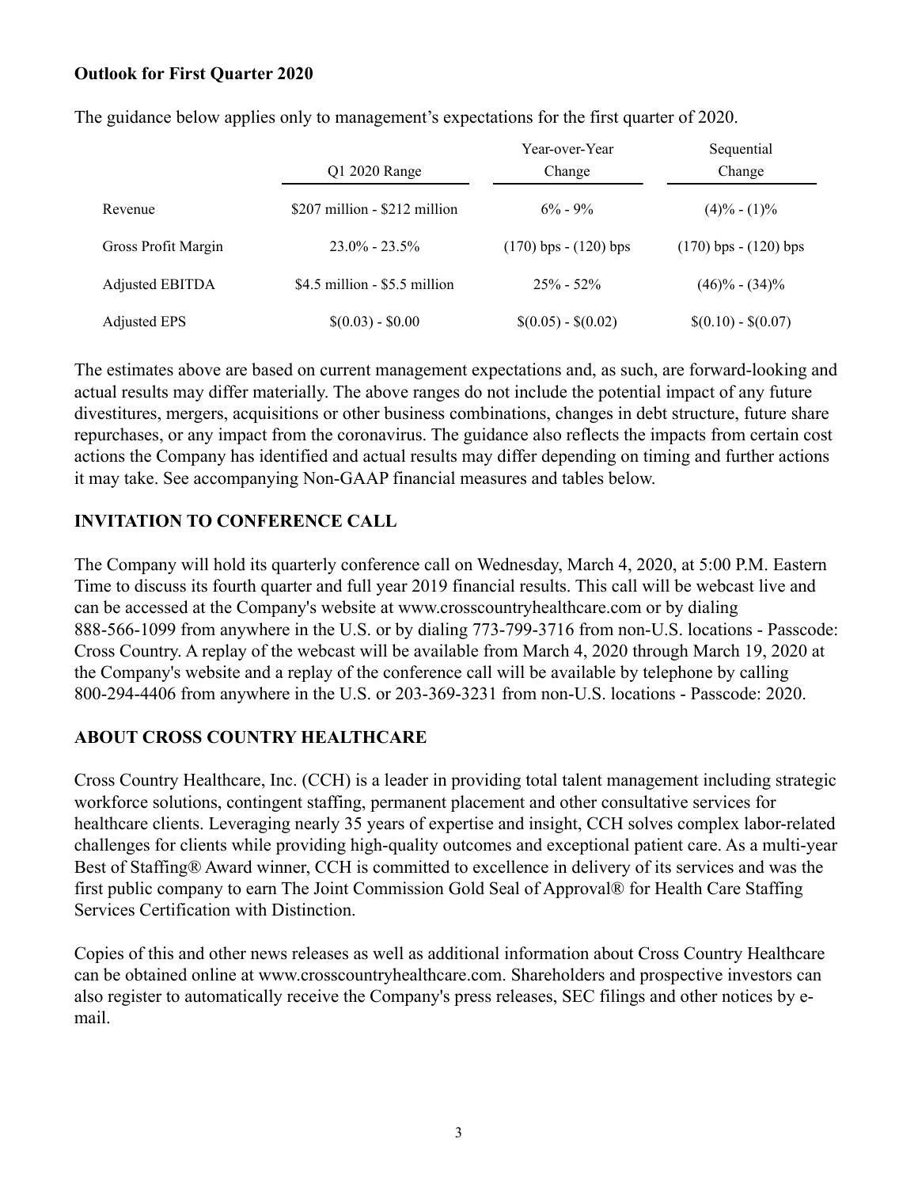**Outlook for First Quarter 2020**

The guidance below applies only to management's expectations for the first quarter of 2020.

| | Q1 2020 Range | Year-over-Year Change | Sequential Change |
|---|---|---|---|
| Revenue | $207 million - $212 million | 6% - 9% | (4)% - (1)% |
| Gross Profit Margin | 23.0% - 23.5% | (170) bps - (120) bps | (170) bps - (120) bps |
| Adjusted EBITDA | $4.5 million - $5.5 million | 25% - 52% | (46)% - (34)% |
| Adjusted EPS | $(0.03) - $0.00 | $(0.05) - $(0.02) | $(0.10) - $(0.07) |

The estimates above are based on current management expectations and, as such, are forward-looking and actual results may differ materially. The above ranges do not include the potential impact of any future divestitures, mergers, acquisitions or other business combinations, changes in debt structure, future share repurchases, or any impact from the coronavirus. The guidance also reflects the impacts from certain cost actions the Company has identified and actual results may differ depending on timing and further actions it may take. See accompanying Non-GAAP financial measures and tables below.

## INVITATION TO CONFERENCE CALL

The Company will hold its quarterly conference call on Wednesday, March 4, 2020, at 5:00 P.M. Eastern Time to discuss its fourth quarter and full year 2019 financial results. This call will be webcast live and can be accessed at the Company's website at www.crosscountryhealthcare.com or by dialing 888-566-1099 from anywhere in the U.S. or by dialing 773-799-3716 from non-U.S. locations - Passcode: Cross Country. A replay of the webcast will be available from March 4, 2020 through March 19, 2020 at the Company's website and a replay of the conference call will be available by telephone by calling 800-294-4406 from anywhere in the U.S. or 203-369-3231 from non-U.S. locations - Passcode: 2020.

## ABOUT CROSS COUNTRY HEALTHCARE

Cross Country Healthcare, Inc. (CCH) is a leader in providing total talent management including strategic workforce solutions, contingent staffing, permanent placement and other consultative services for healthcare clients. Leveraging nearly 35 years of expertise and insight, CCH solves complex labor-related challenges for clients while providing high-quality outcomes and exceptional patient care. As a multi-year Best of Staffing® Award winner, CCH is committed to excellence in delivery of its services and was the first public company to earn The Joint Commission Gold Seal of Approval® for Health Care Staffing Services Certification with Distinction.

Copies of this and other news releases as well as additional information about Cross Country Healthcare can be obtained online at www.crosscountryhealthcare.com. Shareholders and prospective investors can also register to automatically receive the Company's press releases, SEC filings and other notices by e-mail.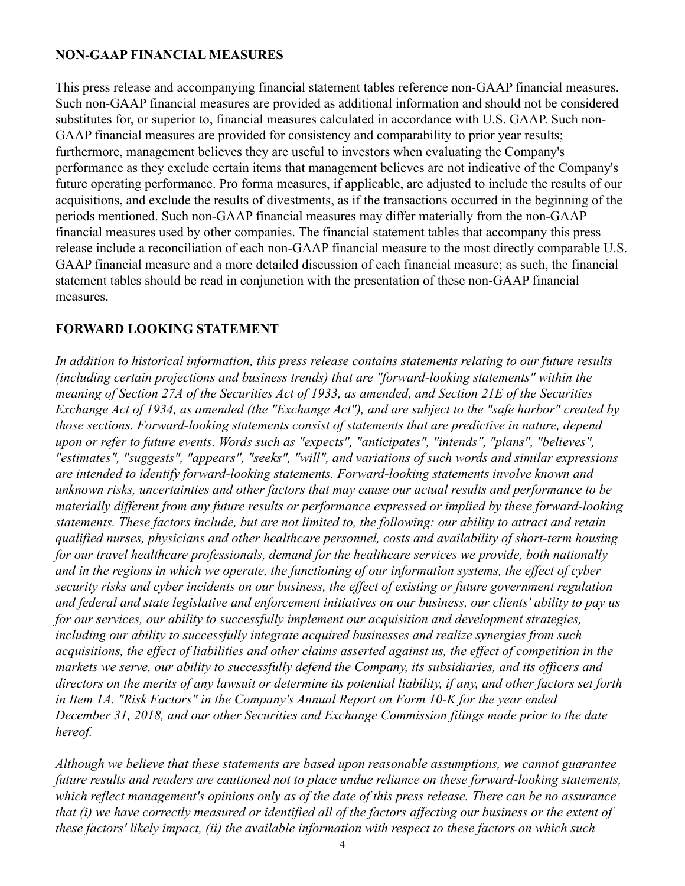**NON-GAAP FINANCIAL MEASURES**

This press release and accompanying financial statement tables reference non-GAAP financial measures. Such non-GAAP financial measures are provided as additional information and should not be considered substitutes for, or superior to, financial measures calculated in accordance with U.S. GAAP. Such non-GAAP financial measures are provided for consistency and comparability to prior year results; furthermore, management believes they are useful to investors when evaluating the Company's performance as they exclude certain items that management believes are not indicative of the Company's future operating performance. Pro forma measures, if applicable, are adjusted to include the results of our acquisitions, and exclude the results of divestments, as if the transactions occurred in the beginning of the periods mentioned. Such non-GAAP financial measures may differ materially from the non-GAAP financial measures used by other companies. The financial statement tables that accompany this press release include a reconciliation of each non-GAAP financial measure to the most directly comparable U.S. GAAP financial measure and a more detailed discussion of each financial measure; as such, the financial statement tables should be read in conjunction with the presentation of these non-GAAP financial measures.

**FORWARD LOOKING STATEMENT**

*In addition to historical information, this press release contains statements relating to our future results (including certain projections and business trends) that are "forward-looking statements" within the meaning of Section 27A of the Securities Act of 1933, as amended, and Section 21E of the Securities Exchange Act of 1934, as amended (the "Exchange Act"), and are subject to the "safe harbor" created by those sections. Forward-looking statements consist of statements that are predictive in nature, depend upon or refer to future events. Words such as "expects", "anticipates", "intends", "plans", "believes", "estimates", "suggests", "appears", "seeks", "will", and variations of such words and similar expressions are intended to identify forward-looking statements. Forward-looking statements involve known and unknown risks, uncertainties and other factors that may cause our actual results and performance to be materially different from any future results or performance expressed or implied by these forward-looking statements. These factors include, but are not limited to, the following: our ability to attract and retain qualified nurses, physicians and other healthcare personnel, costs and availability of short-term housing for our travel healthcare professionals, demand for the healthcare services we provide, both nationally and in the regions in which we operate, the functioning of our information systems, the effect of cyber security risks and cyber incidents on our business, the effect of existing or future government regulation and federal and state legislative and enforcement initiatives on our business, our clients' ability to pay us for our services, our ability to successfully implement our acquisition and development strategies, including our ability to successfully integrate acquired businesses and realize synergies from such acquisitions, the effect of liabilities and other claims asserted against us, the effect of competition in the markets we serve, our ability to successfully defend the Company, its subsidiaries, and its officers and directors on the merits of any lawsuit or determine its potential liability, if any, and other factors set forth in Item 1A. "Risk Factors" in the Company's Annual Report on Form 10-K for the year ended December 31, 2018, and our other Securities and Exchange Commission filings made prior to the date hereof.*

*Although we believe that these statements are based upon reasonable assumptions, we cannot guarantee future results and readers are cautioned not to place undue reliance on these forward-looking statements, which reflect management's opinions only as of the date of this press release. There can be no assurance that (i) we have correctly measured or identified all of the factors affecting our business or the extent of these factors' likely impact, (ii) the available information with respect to these factors on which such*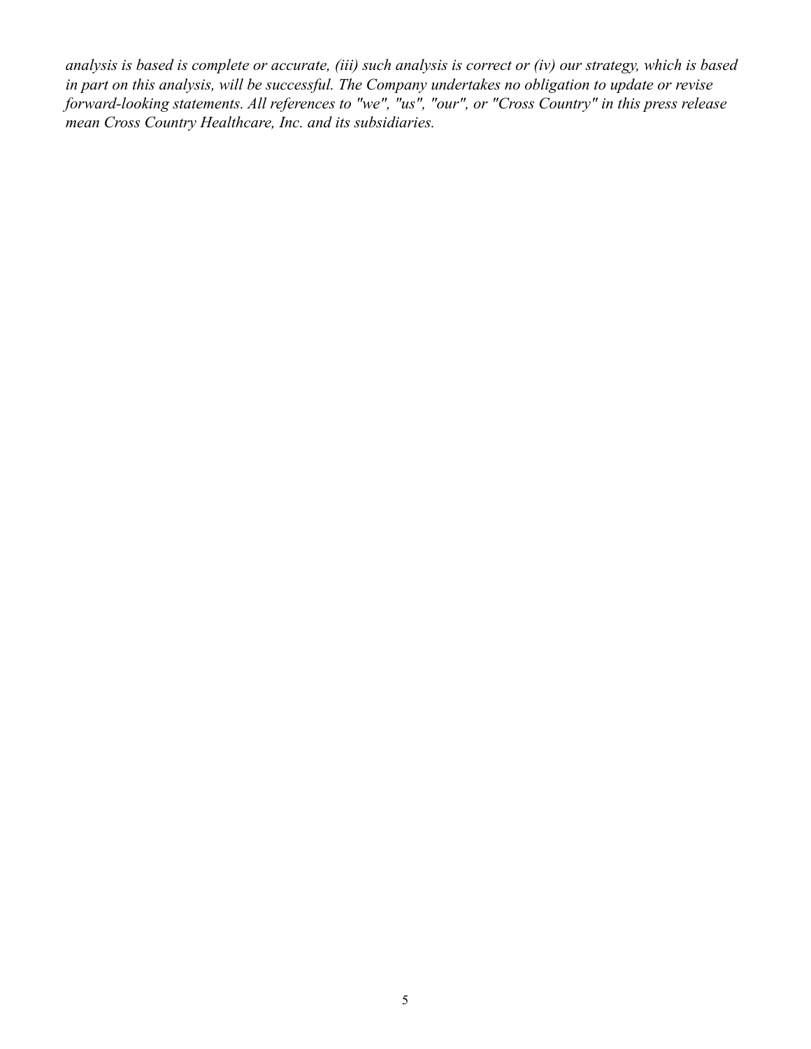*analysis is based is complete or accurate, (iii) such analysis is correct or (iv) our strategy, which is based in part on this analysis, will be successful. The Company undertakes no obligation to update or revise forward-looking statements. All references to "we", "us", "our", or "Cross Country" in this press release mean Cross Country Healthcare, Inc. and its subsidiaries.*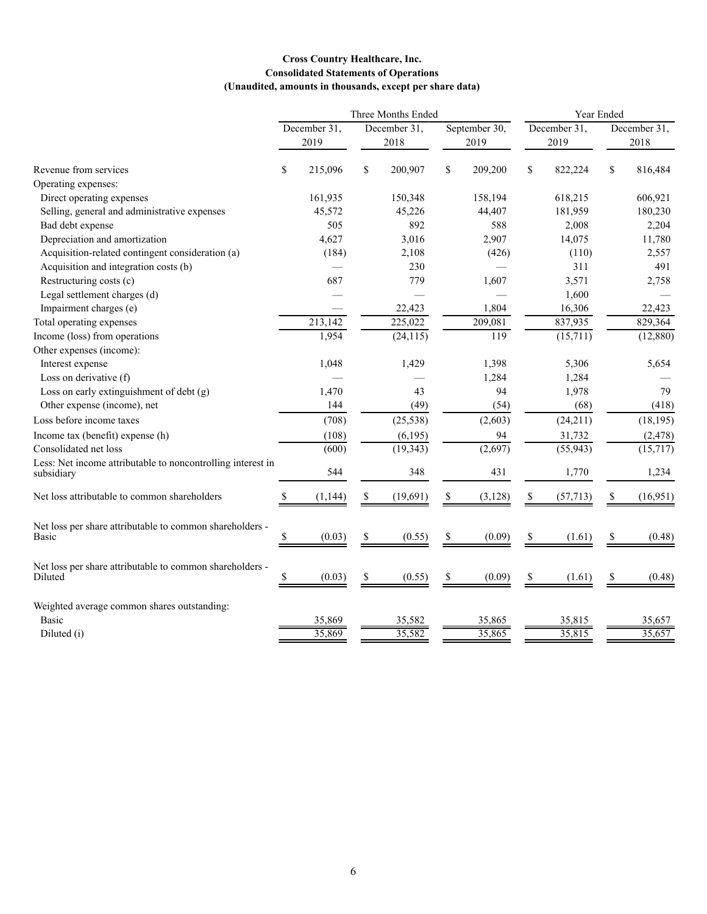**Cross Country Healthcare, Inc.**
**Consolidated Statements of Operations**
**(Unaudited, amounts in thousands, except per share data)**

| | Three Months Ended | | | Year Ended | |
|---|---|---|---|---|---|
| | December 31, 2019 | December 31, 2018 | September 30, 2019 | December 31, 2019 | December 31, 2018 |
| Revenue from services | $ 215,096 | $ 200,907 | $ 209,200 | $ 822,224 | $ 816,484 |
| Operating expenses: | | | | | |
| Direct operating expenses | 161,935 | 150,348 | 158,194 | 618,215 | 606,921 |
| Selling, general and administrative expenses | 45,572 | 45,226 | 44,407 | 181,959 | 180,230 |
| Bad debt expense | 505 | 892 | 588 | 2,008 | 2,204 |
| Depreciation and amortization | 4,627 | 3,016 | 2,907 | 14,075 | 11,780 |
| Acquisition-related contingent consideration (a) | (184) | 2,108 | (426) | (110) | 2,557 |
| Acquisition and integration costs (b) | — | 230 | — | 311 | 491 |
| Restructuring costs (c) | 687 | 779 | 1,607 | 3,571 | 2,758 |
| Legal settlement charges (d) | — | — | — | 1,600 | — |
| Impairment charges (e) | — | 22,423 | 1,804 | 16,306 | 22,423 |
| Total operating expenses | 213,142 | 225,022 | 209,081 | 837,935 | 829,364 |
| Income (loss) from operations | 1,954 | (24,115) | 119 | (15,711) | (12,880) |
| Other expenses (income): | | | | | |
| Interest expense | 1,048 | 1,429 | 1,398 | 5,306 | 5,654 |
| Loss on derivative (f) | — | — | 1,284 | 1,284 | — |
| Loss on early extinguishment of debt (g) | 1,470 | 43 | 94 | 1,978 | 79 |
| Other expense (income), net | 144 | (49) | (54) | (68) | (418) |
| Loss before income taxes | (708) | (25,538) | (2,603) | (24,211) | (18,195) |
| Income tax (benefit) expense (h) | (108) | (6,195) | 94 | 31,732 | (2,478) |
| Consolidated net loss | (600) | (19,343) | (2,697) | (55,943) | (15,717) |
| Less: Net income attributable to noncontrolling interest in subsidiary | 544 | 348 | 431 | 1,770 | 1,234 |
| Net loss attributable to common shareholders | $ (1,144) | $ (19,691) | $ (3,128) | $ (57,713) | $ (16,951) |
| Net loss per share attributable to common shareholders - Basic | $ (0.03) | $ (0.55) | $ (0.09) | $ (1.61) | $ (0.48) |
| Net loss per share attributable to common shareholders - Diluted | $ (0.03) | $ (0.55) | $ (0.09) | $ (1.61) | $ (0.48) |
| Weighted average common shares outstanding: | | | | | |
| Basic | 35,869 | 35,582 | 35,865 | 35,815 | 35,657 |
| Diluted (i) | 35,869 | 35,582 | 35,865 | 35,815 | 35,657 |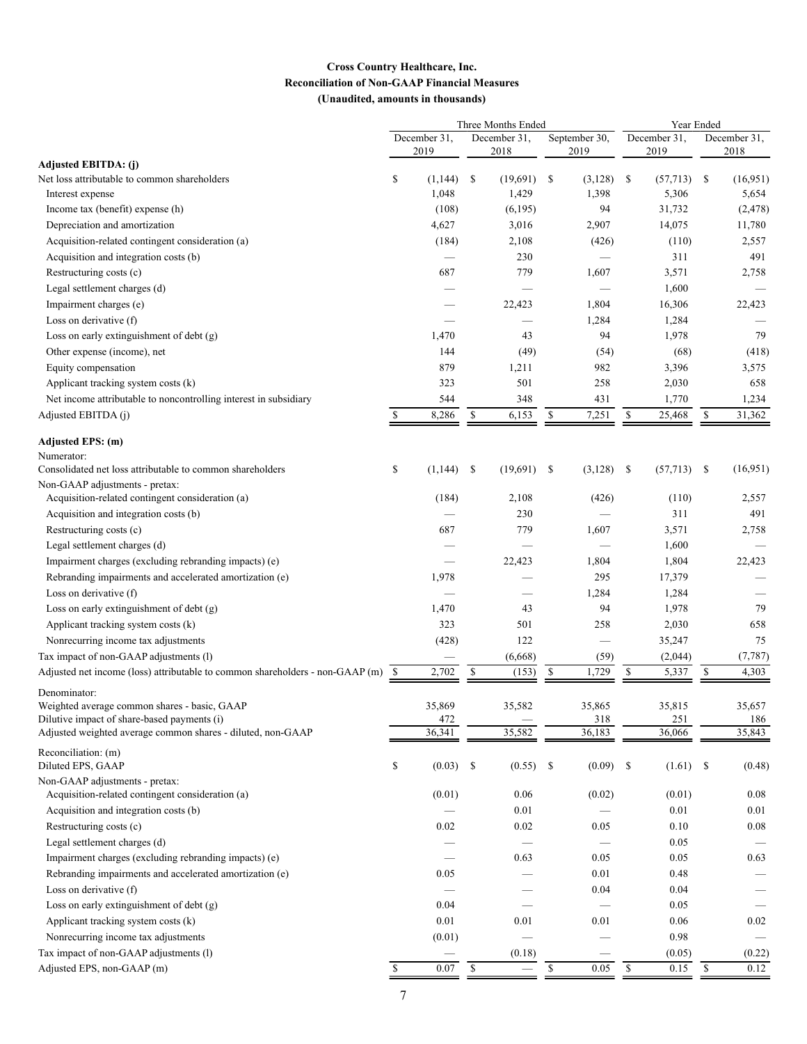**Cross Country Healthcare, Inc.**
**Reconciliation of Non-GAAP Financial Measures**
**(Unaudited, amounts in thousands)**

| | Three Months Ended | | | Year Ended | |
|---|---|---|---|---|---|
| | December 31, 2019 | December 31, 2018 | September 30, 2019 | December 31, 2019 | December 31, 2018 |
| **Adjusted EBITDA: (j)** | | | | | |
| Net loss attributable to common shareholders | $ (1,144) | $ (19,691) | $ (3,128) | $ (57,713) | $ (16,951) |
| Interest expense | 1,048 | 1,429 | 1,398 | 5,306 | 5,654 |
| Income tax (benefit) expense (h) | (108) | (6,195) | 94 | 31,732 | (2,478) |
| Depreciation and amortization | 4,627 | 3,016 | 2,907 | 14,075 | 11,780 |
| Acquisition-related contingent consideration (a) | (184) | 2,108 | (426) | (110) | 2,557 |
| Acquisition and integration costs (b) | — | 230 | — | 311 | 491 |
| Restructuring costs (c) | 687 | 779 | 1,607 | 3,571 | 2,758 |
| Legal settlement charges (d) | — | — | — | 1,600 | — |
| Impairment charges (e) | — | 22,423 | 1,804 | 16,306 | 22,423 |
| Loss on derivative (f) | — | — | 1,284 | 1,284 | — |
| Loss on early extinguishment of debt (g) | 1,470 | 43 | 94 | 1,978 | 79 |
| Other expense (income), net | 144 | (49) | (54) | (68) | (418) |
| Equity compensation | 879 | 1,211 | 982 | 3,396 | 3,575 |
| Applicant tracking system costs (k) | 323 | 501 | 258 | 2,030 | 658 |
| Net income attributable to noncontrolling interest in subsidiary | 544 | 348 | 431 | 1,770 | 1,234 |
| Adjusted EBITDA (j) | $ 8,286 | $ 6,153 | $ 7,251 | $ 25,468 | $ 31,362 |
| **Adjusted EPS: (m)** | | | | | |
| Numerator: | | | | | |
| Consolidated net loss attributable to common shareholders | $ (1,144) | $ (19,691) | $ (3,128) | $ (57,713) | $ (16,951) |
| Non-GAAP adjustments - pretax: | | | | | |
| Acquisition-related contingent consideration (a) | (184) | 2,108 | (426) | (110) | 2,557 |
| Acquisition and integration costs (b) | — | 230 | — | 311 | 491 |
| Restructuring costs (c) | 687 | 779 | 1,607 | 3,571 | 2,758 |
| Legal settlement charges (d) | — | — | — | 1,600 | — |
| Impairment charges (excluding rebranding impacts) (e) | — | 22,423 | 1,804 | 1,804 | 22,423 |
| Rebranding impairments and accelerated amortization (e) | 1,978 | — | 295 | 17,379 | — |
| Loss on derivative (f) | — | — | 1,284 | 1,284 | — |
| Loss on early extinguishment of debt (g) | 1,470 | 43 | 94 | 1,978 | 79 |
| Applicant tracking system costs (k) | 323 | 501 | 258 | 2,030 | 658 |
| Nonrecurring income tax adjustments | (428) | 122 | — | 35,247 | 75 |
| Tax impact of non-GAAP adjustments (l) | — | (6,668) | (59) | (2,044) | (7,787) |
| Adjusted net income (loss) attributable to common shareholders - non-GAAP (m) | $ 2,702 | $ (153) | $ 1,729 | $ 5,337 | $ 4,303 |
| Denominator: | | | | | |
| Weighted average common shares - basic, GAAP | 35,869 | 35,582 | 35,865 | 35,815 | 35,657 |
| Dilutive impact of share-based payments (i) | 472 | — | 318 | 251 | 186 |
| Adjusted weighted average common shares - diluted, non-GAAP | 36,341 | 35,582 | 36,183 | 36,066 | 35,843 |
| Reconciliation: (m) | | | | | |
| Diluted EPS, GAAP | $ (0.03) | $ (0.55) | $ (0.09) | $ (1.61) | $ (0.48) |
| Non-GAAP adjustments - pretax: | | | | | |
| Acquisition-related contingent consideration (a) | (0.01) | 0.06 | (0.02) | (0.01) | 0.08 |
| Acquisition and integration costs (b) | — | 0.01 | — | 0.01 | 0.01 |
| Restructuring costs (c) | 0.02 | 0.02 | 0.05 | 0.10 | 0.08 |
| Legal settlement charges (d) | — | — | — | 0.05 | — |
| Impairment charges (excluding rebranding impacts) (e) | — | 0.63 | 0.05 | 0.05 | 0.63 |
| Rebranding impairments and accelerated amortization (e) | 0.05 | — | 0.01 | 0.48 | — |
| Loss on derivative (f) | — | — | 0.04 | 0.04 | — |
| Loss on early extinguishment of debt (g) | 0.04 | — | — | 0.05 | — |
| Applicant tracking system costs (k) | 0.01 | 0.01 | 0.01 | 0.06 | 0.02 |
| Nonrecurring income tax adjustments | (0.01) | — | — | 0.98 | — |
| Tax impact of non-GAAP adjustments (l) | — | (0.18) | — | (0.05) | (0.22) |
| Adjusted EPS, non-GAAP (m) | $ 0.07 | $ — | $ 0.05 | $ 0.15 | $ 0.12 |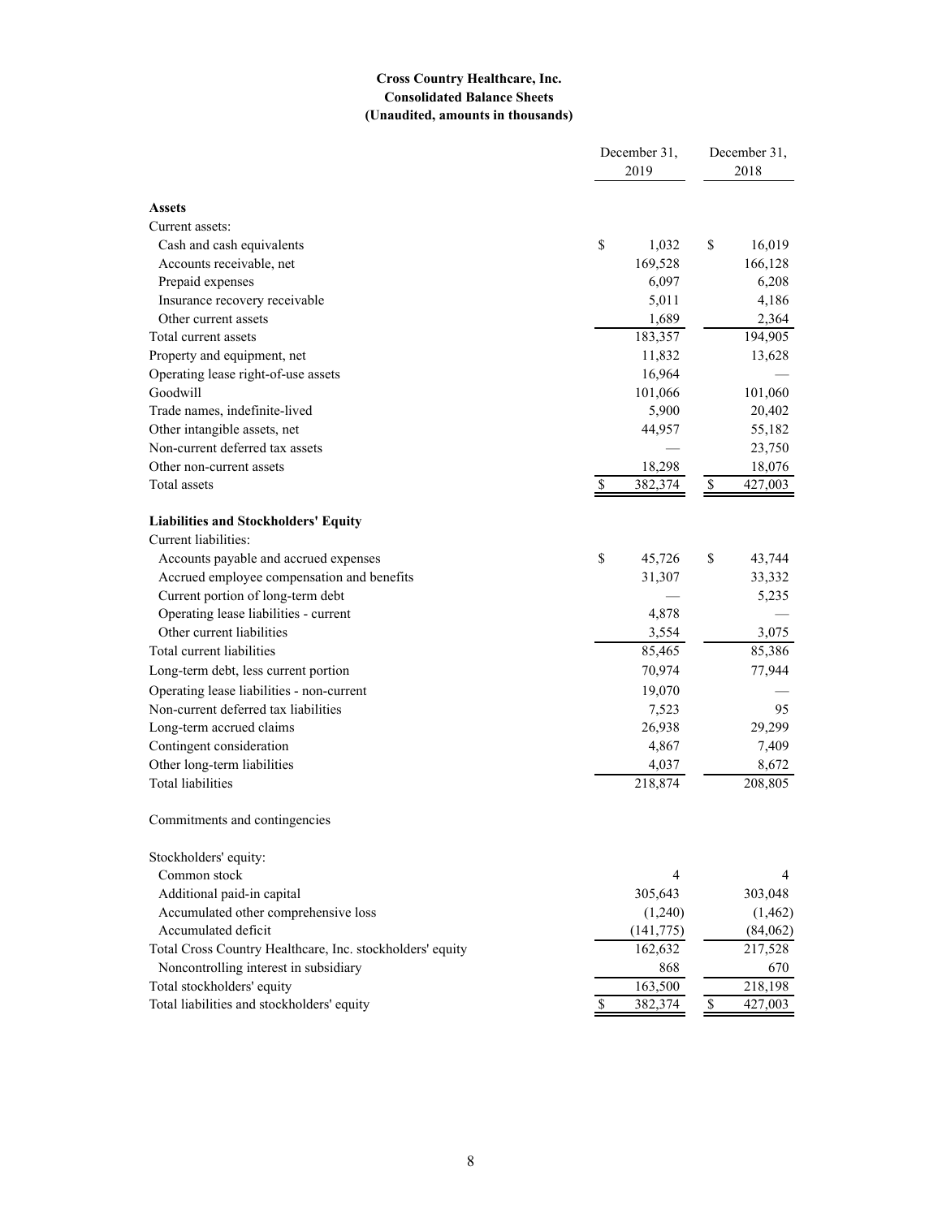**Cross Country Healthcare, Inc.**
**Consolidated Balance Sheets**
**(Unaudited, amounts in thousands)**

| | December 31, 2019 | December 31, 2018 |
|---|---|---|
| **Assets** | | |
| Current assets: | | |
| Cash and cash equivalents | $ 1,032 | $ 16,019 |
| Accounts receivable, net | 169,528 | 166,128 |
| Prepaid expenses | 6,097 | 6,208 |
| Insurance recovery receivable | 5,011 | 4,186 |
| Other current assets | 1,689 | 2,364 |
| Total current assets | 183,357 | 194,905 |
| Property and equipment, net | 11,832 | 13,628 |
| Operating lease right-of-use assets | 16,964 | — |
| Goodwill | 101,066 | 101,060 |
| Trade names, indefinite-lived | 5,900 | 20,402 |
| Other intangible assets, net | 44,957 | 55,182 |
| Non-current deferred tax assets | — | 23,750 |
| Other non-current assets | 18,298 | 18,076 |
| Total assets | $ 382,374 | $ 427,003 |
| **Liabilities and Stockholders' Equity** | | |
| Current liabilities: | | |
| Accounts payable and accrued expenses | $ 45,726 | $ 43,744 |
| Accrued employee compensation and benefits | 31,307 | 33,332 |
| Current portion of long-term debt | — | 5,235 |
| Operating lease liabilities - current | 4,878 | — |
| Other current liabilities | 3,554 | 3,075 |
| Total current liabilities | 85,465 | 85,386 |
| Long-term debt, less current portion | 70,974 | 77,944 |
| Operating lease liabilities - non-current | 19,070 | — |
| Non-current deferred tax liabilities | 7,523 | 95 |
| Long-term accrued claims | 26,938 | 29,299 |
| Contingent consideration | 4,867 | 7,409 |
| Other long-term liabilities | 4,037 | 8,672 |
| Total liabilities | 218,874 | 208,805 |
| Commitments and contingencies | | |
| Stockholders' equity: | | |
| Common stock | 4 | 4 |
| Additional paid-in capital | 305,643 | 303,048 |
| Accumulated other comprehensive loss | (1,240) | (1,462) |
| Accumulated deficit | (141,775) | (84,062) |
| Total Cross Country Healthcare, Inc. stockholders' equity | 162,632 | 217,528 |
| Noncontrolling interest in subsidiary | 868 | 670 |
| Total stockholders' equity | 163,500 | 218,198 |
| Total liabilities and stockholders' equity | $ 382,374 | $ 427,003 |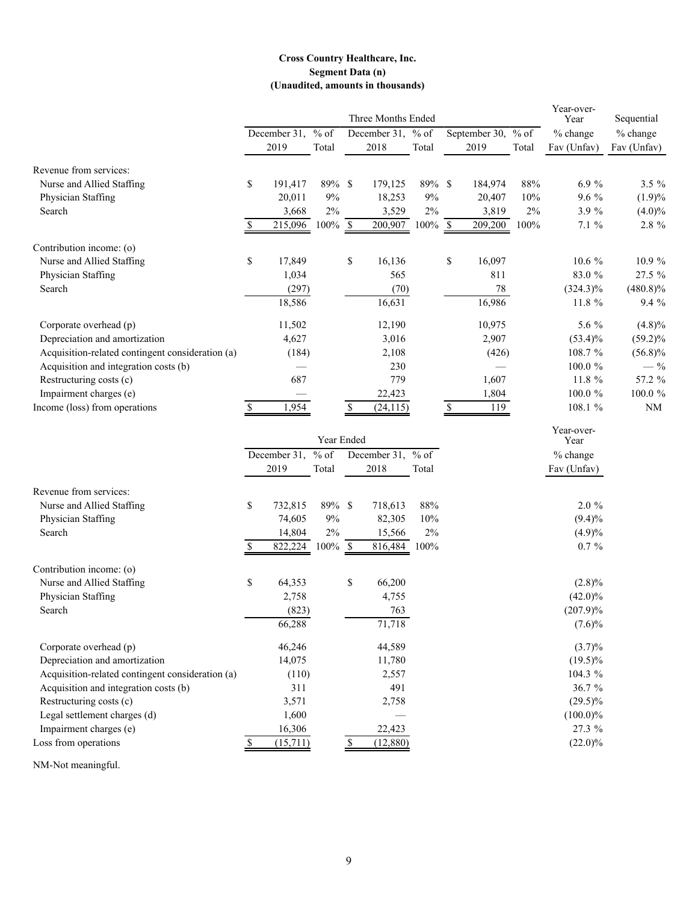**Cross Country Healthcare, Inc.**
**Segment Data (n)**
**(Unaudited, amounts in thousands)**

| | Three Months Ended | | | | | | Year-over-Year | Sequential |
|---|---|---|---|---|---|---|---|---|
| | December 31, 2019 | % of Total | December 31, 2018 | % of Total | September 30, 2019 | % of Total | % change Fav (Unfav) | % change Fav (Unfav) |
| Revenue from services: | | | | | | | | |
| Nurse and Allied Staffing | $ 191,417 | 89% | $ 179,125 | 89% | $ 184,974 | 88% | 6.9 % | 3.5 % |
| Physician Staffing | 20,011 | 9% | 18,253 | 9% | 20,407 | 10% | 9.6 % | (1.9)% |
| Search | 3,668 | 2% | 3,529 | 2% | 3,819 | 2% | 3.9 % | (4.0)% |
| | $ 215,096 | 100% | $ 200,907 | 100% | $ 209,200 | 100% | 7.1 % | 2.8 % |
| Contribution income: (o) | | | | | | | | |
| Nurse and Allied Staffing | $ 17,849 | | $ 16,136 | | $ 16,097 | | 10.6 % | 10.9 % |
| Physician Staffing | 1,034 | | 565 | | 811 | | 83.0 % | 27.5 % |
| Search | (297) | | (70) | | 78 | | (324.3)% | (480.8)% |
| | 18,586 | | 16,631 | | 16,986 | | 11.8 % | 9.4 % |
| Corporate overhead (p) | 11,502 | | 12,190 | | 10,975 | | 5.6 % | (4.8)% |
| Depreciation and amortization | 4,627 | | 3,016 | | 2,907 | | (53.4)% | (59.2)% |
| Acquisition-related contingent consideration (a) | (184) | | 2,108 | | (426) | | 108.7 % | (56.8)% |
| Acquisition and integration costs (b) | — | | 230 | | — | | 100.0 % | — % |
| Restructuring costs (c) | 687 | | 779 | | 1,607 | | 11.8 % | 57.2 % |
| Impairment charges (e) | — | | 22,423 | | 1,804 | | 100.0 % | 100.0 % |
| Income (loss) from operations | $ 1,954 | | $ (24,115) | | $ 119 | | 108.1 % | NM |

| | Year Ended | | | | Year-over-Year |
|---|---|---|---|---|---|
| | December 31, 2019 | % of Total | December 31, 2018 | % of Total | % change Fav (Unfav) |
| Revenue from services: | | | | | |
| Nurse and Allied Staffing | $ 732,815 | 89% | $ 718,613 | 88% | 2.0 % |
| Physician Staffing | 74,605 | 9% | 82,305 | 10% | (9.4)% |
| Search | 14,804 | 2% | 15,566 | 2% | (4.9)% |
| | $ 822,224 | 100% | $ 816,484 | 100% | 0.7 % |
| Contribution income: (o) | | | | | |
| Nurse and Allied Staffing | $ 64,353 | | $ 66,200 | | (2.8)% |
| Physician Staffing | 2,758 | | 4,755 | | (42.0)% |
| Search | (823) | | 763 | | (207.9)% |
| | 66,288 | | 71,718 | | (7.6)% |
| Corporate overhead (p) | 46,246 | | 44,589 | | (3.7)% |
| Depreciation and amortization | 14,075 | | 11,780 | | (19.5)% |
| Acquisition-related contingent consideration (a) | (110) | | 2,557 | | 104.3 % |
| Acquisition and integration costs (b) | 311 | | 491 | | 36.7 % |
| Restructuring costs (c) | 3,571 | | 2,758 | | (29.5)% |
| Legal settlement charges (d) | 1,600 | | — | | (100.0)% |
| Impairment charges (e) | 16,306 | | 22,423 | | 27.3 % |
| Loss from operations | $ (15,711) | | $ (12,880) | | (22.0)% |

NM-Not meaningful.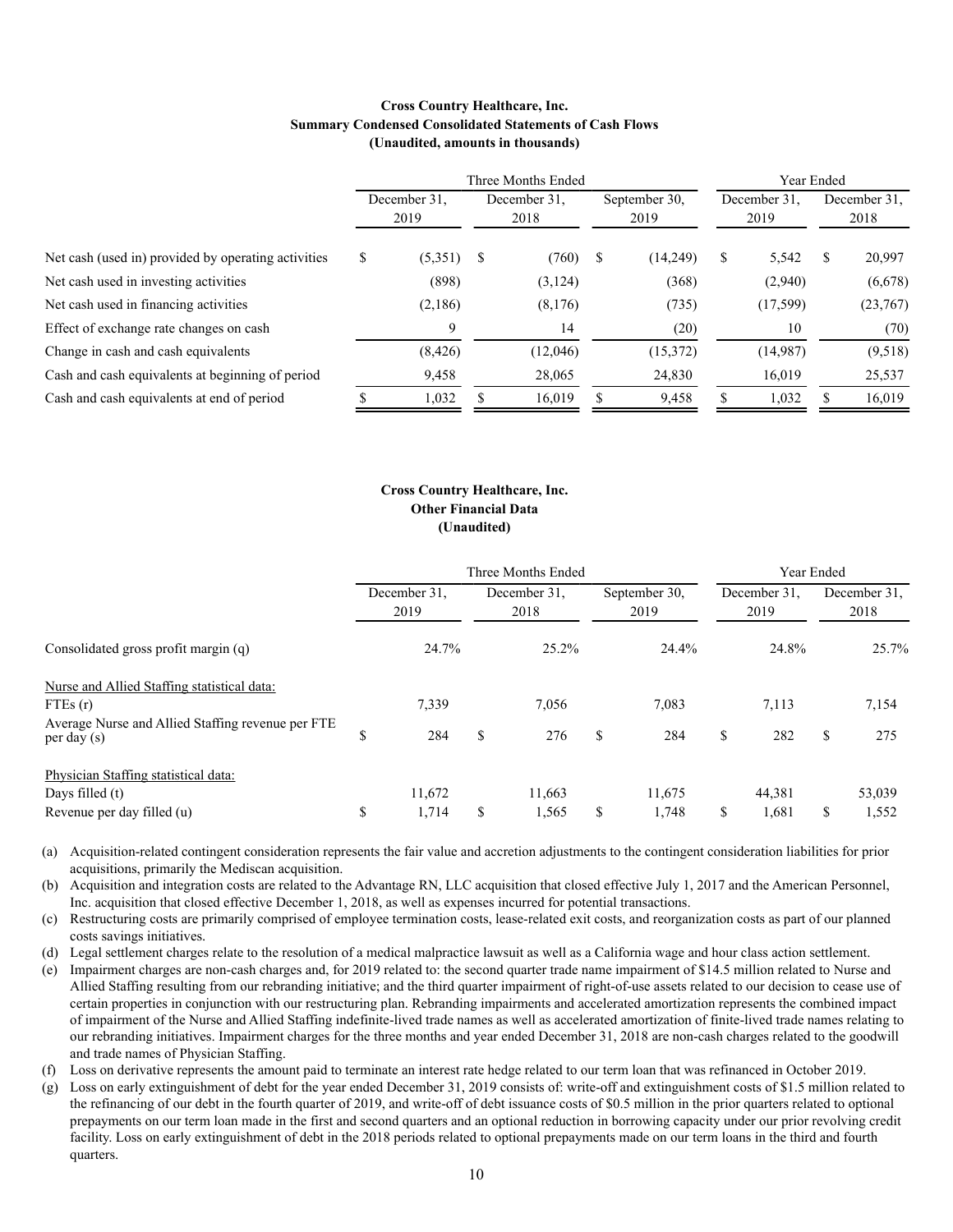**Cross Country Healthcare, Inc.**
**Summary Condensed Consolidated Statements of Cash Flows**
**(Unaudited, amounts in thousands)**

| | Three Months Ended | | | Year Ended | |
|---|---|---|---|---|---|
| | December 31, 2019 | December 31, 2018 | September 30, 2019 | December 31, 2019 | December 31, 2018 |
| Net cash (used in) provided by operating activities | $ (5,351) | $ (760) | $ (14,249) | $ 5,542 | $ 20,997 |
| Net cash used in investing activities | (898) | (3,124) | (368) | (2,940) | (6,678) |
| Net cash used in financing activities | (2,186) | (8,176) | (735) | (17,599) | (23,767) |
| Effect of exchange rate changes on cash | 9 | 14 | (20) | 10 | (70) |
| Change in cash and cash equivalents | (8,426) | (12,046) | (15,372) | (14,987) | (9,518) |
| Cash and cash equivalents at beginning of period | 9,458 | 28,065 | 24,830 | 16,019 | 25,537 |
| Cash and cash equivalents at end of period | $ 1,032 | $ 16,019 | $ 9,458 | $ 1,032 | $ 16,019 |

**Cross Country Healthcare, Inc.**
**Other Financial Data**
**(Unaudited)**

| | Three Months Ended | | | Year Ended | |
|---|---|---|---|---|---|
| | December 31, 2019 | December 31, 2018 | September 30, 2019 | December 31, 2019 | December 31, 2018 |
| Consolidated gross profit margin (q) | 24.7% | 25.2% | 24.4% | 24.8% | 25.7% |
| Nurse and Allied Staffing statistical data: | | | | | |
| FTEs (r) | 7,339 | 7,056 | 7,083 | 7,113 | 7,154 |
| Average Nurse and Allied Staffing revenue per FTE per day (s) | $ 284 | $ 276 | $ 284 | $ 282 | $ 275 |
| Physician Staffing statistical data: | | | | | |
| Days filled (t) | 11,672 | 11,663 | 11,675 | 44,381 | 53,039 |
| Revenue per day filled (u) | $ 1,714 | $ 1,565 | $ 1,748 | $ 1,681 | $ 1,552 |

(a) Acquisition-related contingent consideration represents the fair value and accretion adjustments to the contingent consideration liabilities for prior acquisitions, primarily the Mediscan acquisition.

(b) Acquisition and integration costs are related to the Advantage RN, LLC acquisition that closed effective July 1, 2017 and the American Personnel, Inc. acquisition that closed effective December 1, 2018, as well as expenses incurred for potential transactions.

(c) Restructuring costs are primarily comprised of employee termination costs, lease-related exit costs, and reorganization costs as part of our planned costs savings initiatives.

(d) Legal settlement charges relate to the resolution of a medical malpractice lawsuit as well as a California wage and hour class action settlement.

(e) Impairment charges are non-cash charges and, for 2019 related to: the second quarter trade name impairment of $14.5 million related to Nurse and Allied Staffing resulting from our rebranding initiative; and the third quarter impairment of right-of-use assets related to our decision to cease use of certain properties in conjunction with our restructuring plan. Rebranding impairments and accelerated amortization represents the combined impact of impairment of the Nurse and Allied Staffing indefinite-lived trade names as well as accelerated amortization of finite-lived trade names relating to our rebranding initiatives. Impairment charges for the three months and year ended December 31, 2018 are non-cash charges related to the goodwill and trade names of Physician Staffing.

(f) Loss on derivative represents the amount paid to terminate an interest rate hedge related to our term loan that was refinanced in October 2019.

(g) Loss on early extinguishment of debt for the year ended December 31, 2019 consists of: write-off and extinguishment costs of $1.5 million related to the refinancing of our debt in the fourth quarter of 2019, and write-off of debt issuance costs of $0.5 million in the prior quarters related to optional prepayments on our term loan made in the first and second quarters and an optional reduction in borrowing capacity under our prior revolving credit facility. Loss on early extinguishment of debt in the 2018 periods related to optional prepayments made on our term loans in the third and fourth quarters.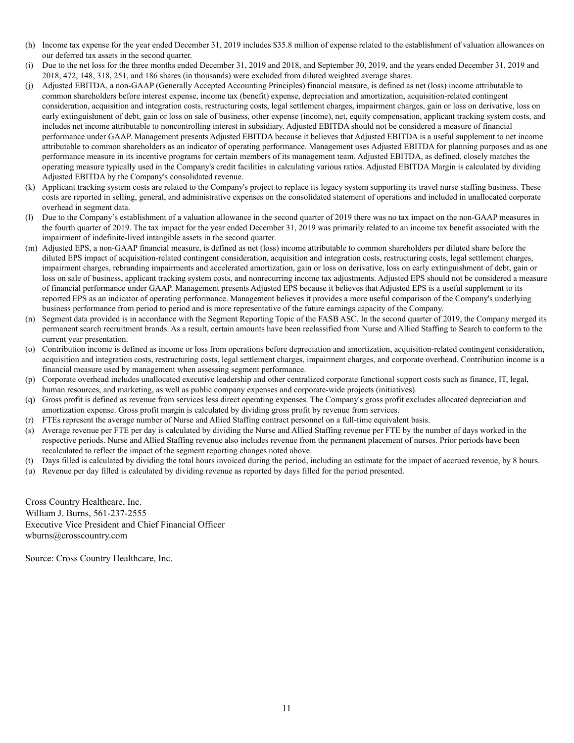(h) Income tax expense for the year ended December 31, 2019 includes $35.8 million of expense related to the establishment of valuation allowances on our deferred tax assets in the second quarter.

(i) Due to the net loss for the three months ended December 31, 2019 and 2018, and September 30, 2019, and the years ended December 31, 2019 and 2018, 472, 148, 318, 251, and 186 shares (in thousands) were excluded from diluted weighted average shares.

(j) Adjusted EBITDA, a non-GAAP (Generally Accepted Accounting Principles) financial measure, is defined as net (loss) income attributable to common shareholders before interest expense, income tax (benefit) expense, depreciation and amortization, acquisition-related contingent consideration, acquisition and integration costs, restructuring costs, legal settlement charges, impairment charges, gain or loss on derivative, loss on early extinguishment of debt, gain or loss on sale of business, other expense (income), net, equity compensation, applicant tracking system costs, and includes net income attributable to noncontrolling interest in subsidiary. Adjusted EBITDA should not be considered a measure of financial performance under GAAP. Management presents Adjusted EBITDA because it believes that Adjusted EBITDA is a useful supplement to net income attributable to common shareholders as an indicator of operating performance. Management uses Adjusted EBITDA for planning purposes and as one performance measure in its incentive programs for certain members of its management team. Adjusted EBITDA, as defined, closely matches the operating measure typically used in the Company's credit facilities in calculating various ratios. Adjusted EBITDA Margin is calculated by dividing Adjusted EBITDA by the Company's consolidated revenue.

(k) Applicant tracking system costs are related to the Company's project to replace its legacy system supporting its travel nurse staffing business. These costs are reported in selling, general, and administrative expenses on the consolidated statement of operations and included in unallocated corporate overhead in segment data.

(l) Due to the Company's establishment of a valuation allowance in the second quarter of 2019 there was no tax impact on the non-GAAP measures in the fourth quarter of 2019. The tax impact for the year ended December 31, 2019 was primarily related to an income tax benefit associated with the impairment of indefinite-lived intangible assets in the second quarter.

(m) Adjusted EPS, a non-GAAP financial measure, is defined as net (loss) income attributable to common shareholders per diluted share before the diluted EPS impact of acquisition-related contingent consideration, acquisition and integration costs, restructuring costs, legal settlement charges, impairment charges, rebranding impairments and accelerated amortization, gain or loss on derivative, loss on early extinguishment of debt, gain or loss on sale of business, applicant tracking system costs, and nonrecurring income tax adjustments. Adjusted EPS should not be considered a measure of financial performance under GAAP. Management presents Adjusted EPS because it believes that Adjusted EPS is a useful supplement to its reported EPS as an indicator of operating performance. Management believes it provides a more useful comparison of the Company's underlying business performance from period to period and is more representative of the future earnings capacity of the Company.

(n) Segment data provided is in accordance with the Segment Reporting Topic of the FASB ASC. In the second quarter of 2019, the Company merged its permanent search recruitment brands. As a result, certain amounts have been reclassified from Nurse and Allied Staffing to Search to conform to the current year presentation.

(o) Contribution income is defined as income or loss from operations before depreciation and amortization, acquisition-related contingent consideration, acquisition and integration costs, restructuring costs, legal settlement charges, impairment charges, and corporate overhead. Contribution income is a financial measure used by management when assessing segment performance.

(p) Corporate overhead includes unallocated executive leadership and other centralized corporate functional support costs such as finance, IT, legal, human resources, and marketing, as well as public company expenses and corporate-wide projects (initiatives).

(q) Gross profit is defined as revenue from services less direct operating expenses. The Company's gross profit excludes allocated depreciation and amortization expense. Gross profit margin is calculated by dividing gross profit by revenue from services.

(r) FTEs represent the average number of Nurse and Allied Staffing contract personnel on a full-time equivalent basis.

(s) Average revenue per FTE per day is calculated by dividing the Nurse and Allied Staffing revenue per FTE by the number of days worked in the respective periods. Nurse and Allied Staffing revenue also includes revenue from the permanent placement of nurses. Prior periods have been recalculated to reflect the impact of the segment reporting changes noted above.

(t) Days filled is calculated by dividing the total hours invoiced during the period, including an estimate for the impact of accrued revenue, by 8 hours.

(u) Revenue per day filled is calculated by dividing revenue as reported by days filled for the period presented.

Cross Country Healthcare, Inc.
William J. Burns, 561-237-2555
Executive Vice President and Chief Financial Officer
wburns@crosscountry.com

Source: Cross Country Healthcare, Inc.